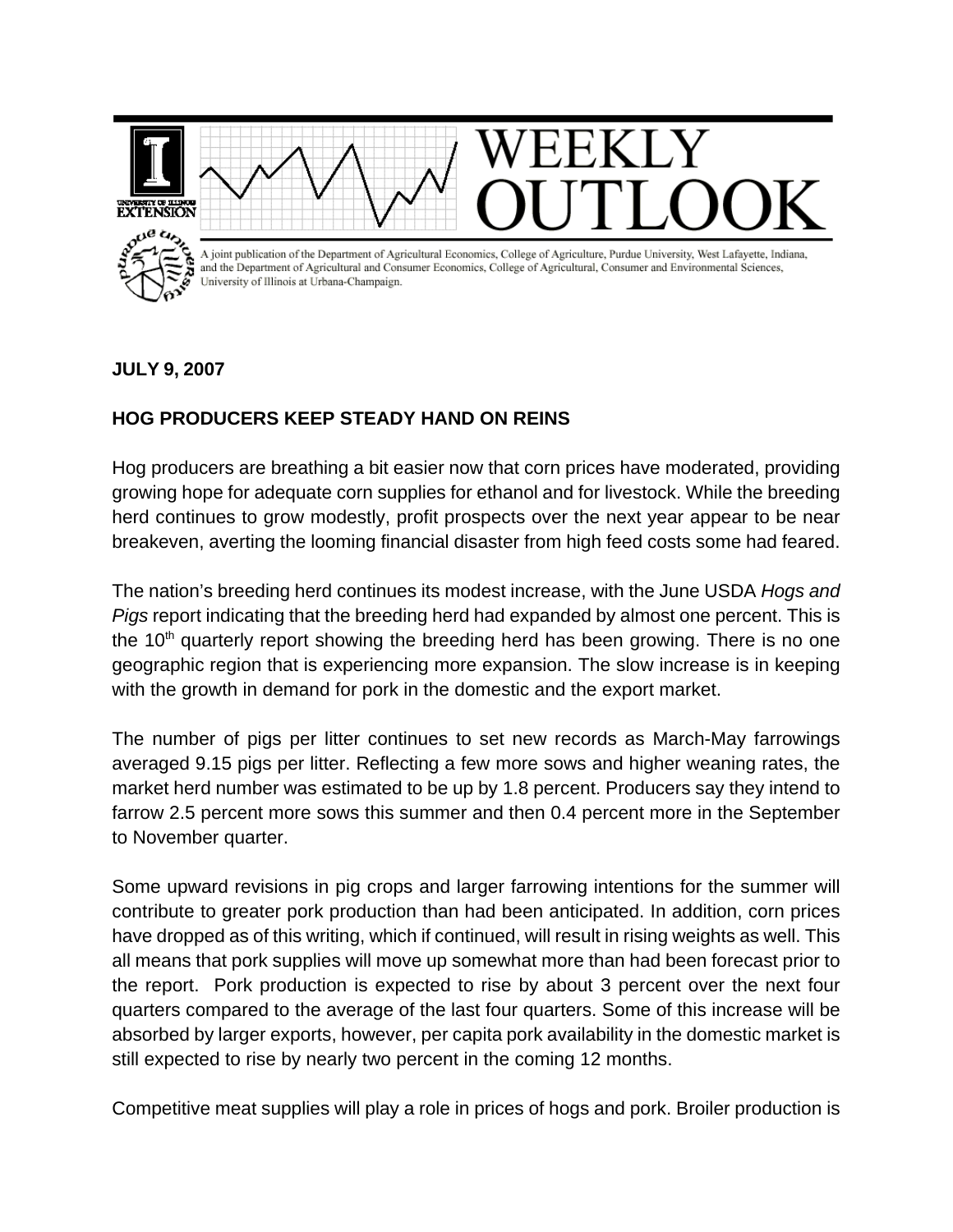WEEKLY OUTLOOK

A joint publication of the Department of Agricultural Economics, College of Agriculture, Purdue University, West Lafayette, Indiana, and the Department of Agricultural and Consumer Economics, College of Agricultural, Consumer and Environmental Sciences, University of Illinois at Urbana-Champaign.

**JULY 9, 2007**

**HOG PRODUCERS KEEP STEADY HAND ON REINS**

Hog producers are breathing a bit easier now that corn prices have moderated, providing growing hope for adequate corn supplies for ethanol and for livestock. While the breeding herd continues to grow modestly, profit prospects over the next year appear to be near breakeven, averting the looming financial disaster from high feed costs some had feared.

The nation's breeding herd continues its modest increase, with the June USDA *Hogs and Pigs* report indicating that the breeding herd had expanded by almost one percent. This is the 10th quarterly report showing the breeding herd has been growing. There is no one geographic region that is experiencing more expansion. The slow increase is in keeping with the growth in demand for pork in the domestic and the export market.

The number of pigs per litter continues to set new records as March-May farrowings averaged 9.15 pigs per litter. Reflecting a few more sows and higher weaning rates, the market herd number was estimated to be up by 1.8 percent. Producers say they intend to farrow 2.5 percent more sows this summer and then 0.4 percent more in the September to November quarter.

Some upward revisions in pig crops and larger farrowing intentions for the summer will contribute to greater pork production than had been anticipated. In addition, corn prices have dropped as of this writing, which if continued, will result in rising weights as well. This all means that pork supplies will move up somewhat more than had been forecast prior to the report. Pork production is expected to rise by about 3 percent over the next four quarters compared to the average of the last four quarters. Some of this increase will be absorbed by larger exports, however, per capita pork availability in the domestic market is still expected to rise by nearly two percent in the coming 12 months.

Competitive meat supplies will play a role in prices of hogs and pork. Broiler production is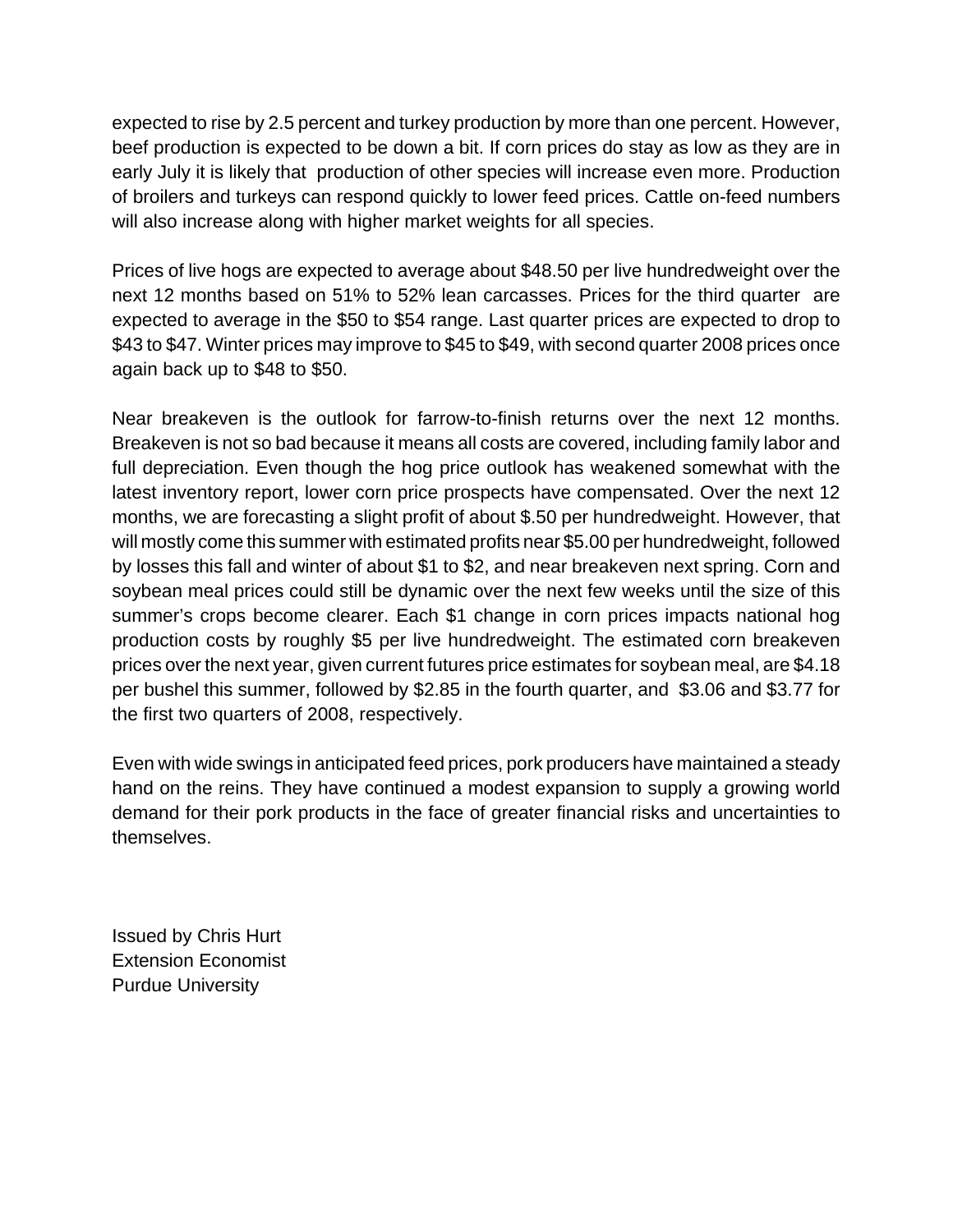expected to rise by 2.5 percent and turkey production by more than one percent. However, beef production is expected to be down a bit. If corn prices do stay as low as they are in early July it is likely that production of other species will increase even more. Production of broilers and turkeys can respond quickly to lower feed prices. Cattle on-feed numbers will also increase along with higher market weights for all species.

Prices of live hogs are expected to average about $48.50 per live hundredweight over the next 12 months based on 51% to 52% lean carcasses. Prices for the third quarter are expected to average in the $50 to $54 range. Last quarter prices are expected to drop to $43 to $47. Winter prices may improve to $45 to $49, with second quarter 2008 prices once again back up to $48 to $50.

Near breakeven is the outlook for farrow-to-finish returns over the next 12 months. Breakeven is not so bad because it means all costs are covered, including family labor and full depreciation. Even though the hog price outlook has weakened somewhat with the latest inventory report, lower corn price prospects have compensated. Over the next 12 months, we are forecasting a slight profit of about $.50 per hundredweight. However, that will mostly come this summer with estimated profits near $5.00 per hundredweight, followed by losses this fall and winter of about $1 to $2, and near breakeven next spring. Corn and soybean meal prices could still be dynamic over the next few weeks until the size of this summer's crops become clearer. Each $1 change in corn prices impacts national hog production costs by roughly $5 per live hundredweight. The estimated corn breakeven prices over the next year, given current futures price estimates for soybean meal, are $4.18 per bushel this summer, followed by $2.85 in the fourth quarter, and $3.06 and $3.77 for the first two quarters of 2008, respectively.

Even with wide swings in anticipated feed prices, pork producers have maintained a steady hand on the reins. They have continued a modest expansion to supply a growing world demand for their pork products in the face of greater financial risks and uncertainties to themselves.

Issued by Chris Hurt
Extension Economist
Purdue University